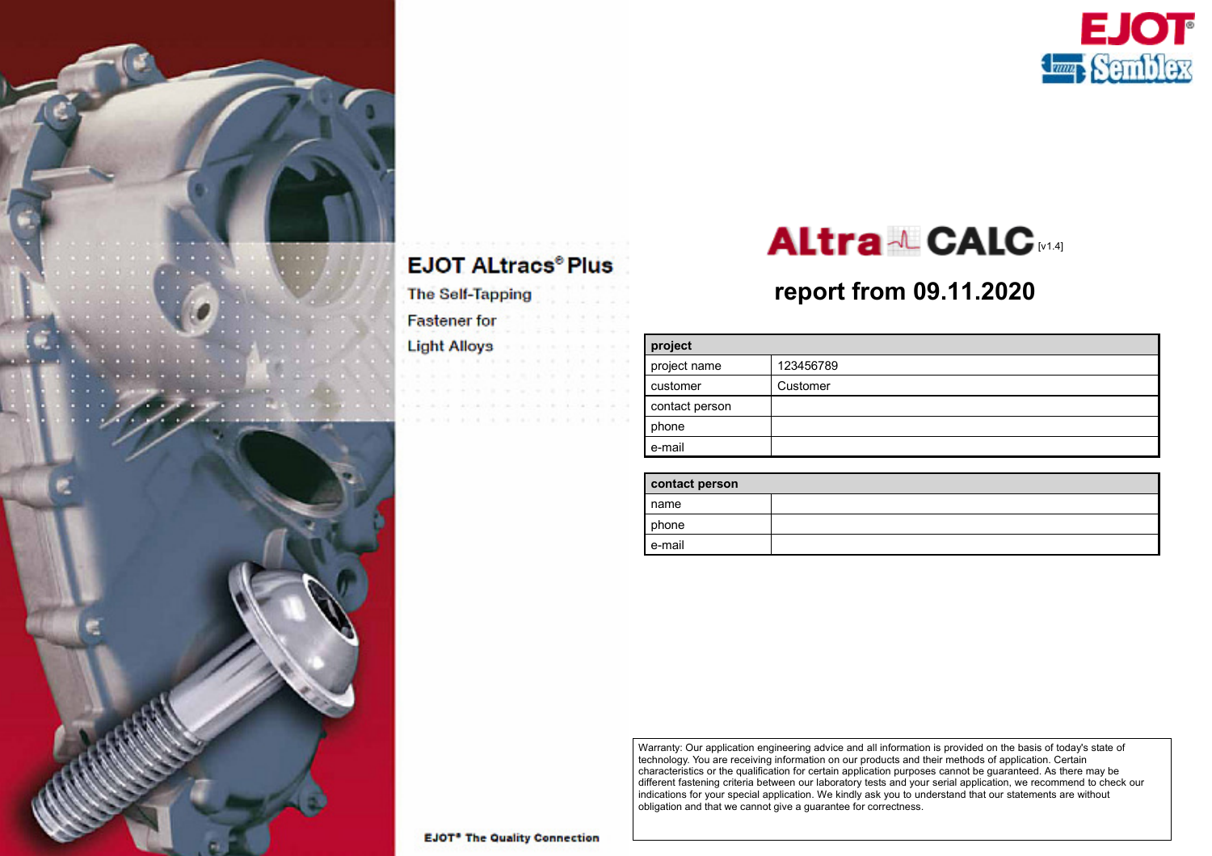EJOT Semblex

# ALtra CALC [v1.4]

## report from 09.11.2020

**EJOT ALtracs® Plus**

The Self-Tapping Fastener for Light Alloys

| project | |
|---|---|
| project name | 123456789 |
| customer | Customer |
| contact person | |
| phone | |
| e-mail | |

| contact person | |
|---|---|
| name | |
| phone | |
| e-mail | |

Warranty: Our application engineering advice and all information is provided on the basis of today's state of technology. You are receiving information on our products and their methods of application. Certain characteristics or the qualification for certain application purposes cannot be guaranteed. As there may be different fastening criteria between our laboratory tests and your serial application, we recommend to check our indications for your special application. We kindly ask you to understand that our statements are without obligation and that we cannot give a guarantee for correctness.

EJOT® The Quality Connection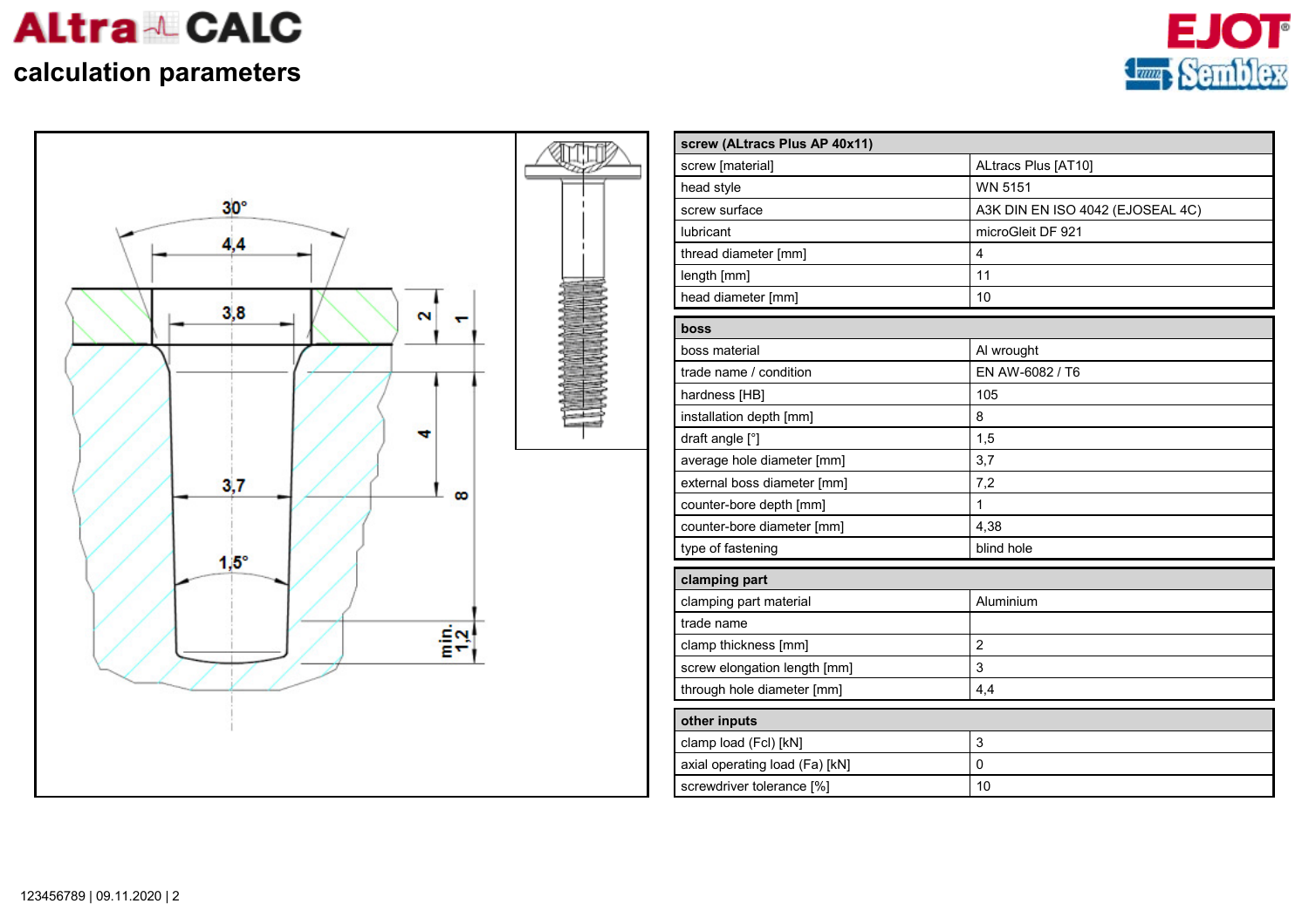# ALtra CALC

## calculation parameters

EJOT Semblex

| screw (ALtracs Plus AP 40x11) | |
|---|---|
| screw [material] | ALtracs Plus [AT10] |
| head style | WN 5151 |
| screw surface | A3K DIN EN ISO 4042 (EJOSEAL 4C) |
| lubricant | microGleit DF 921 |
| thread diameter [mm] | 4 |
| length [mm] | 11 |
| head diameter [mm] | 10 |

| boss | |
|---|---|
| boss material | Al wrought |
| trade name / condition | EN AW-6082 / T6 |
| hardness [HB] | 105 |
| installation depth [mm] | 8 |
| draft angle [°] | 1,5 |
| average hole diameter [mm] | 3,7 |
| external boss diameter [mm] | 7,2 |
| counter-bore depth [mm] | 1 |
| counter-bore diameter [mm] | 4,38 |
| type of fastening | blind hole |

| clamping part | |
|---|---|
| clamping part material | Aluminium |
| trade name | |
| clamp thickness [mm] | 2 |
| screw elongation length [mm] | 3 |
| through hole diameter [mm] | 4,4 |

| other inputs | |
|---|---|
| clamp load (Fcl) [kN] | 3 |
| axial operating load (Fa) [kN] | 0 |
| screwdriver tolerance [%] | 10 |

123456789 | 09.11.2020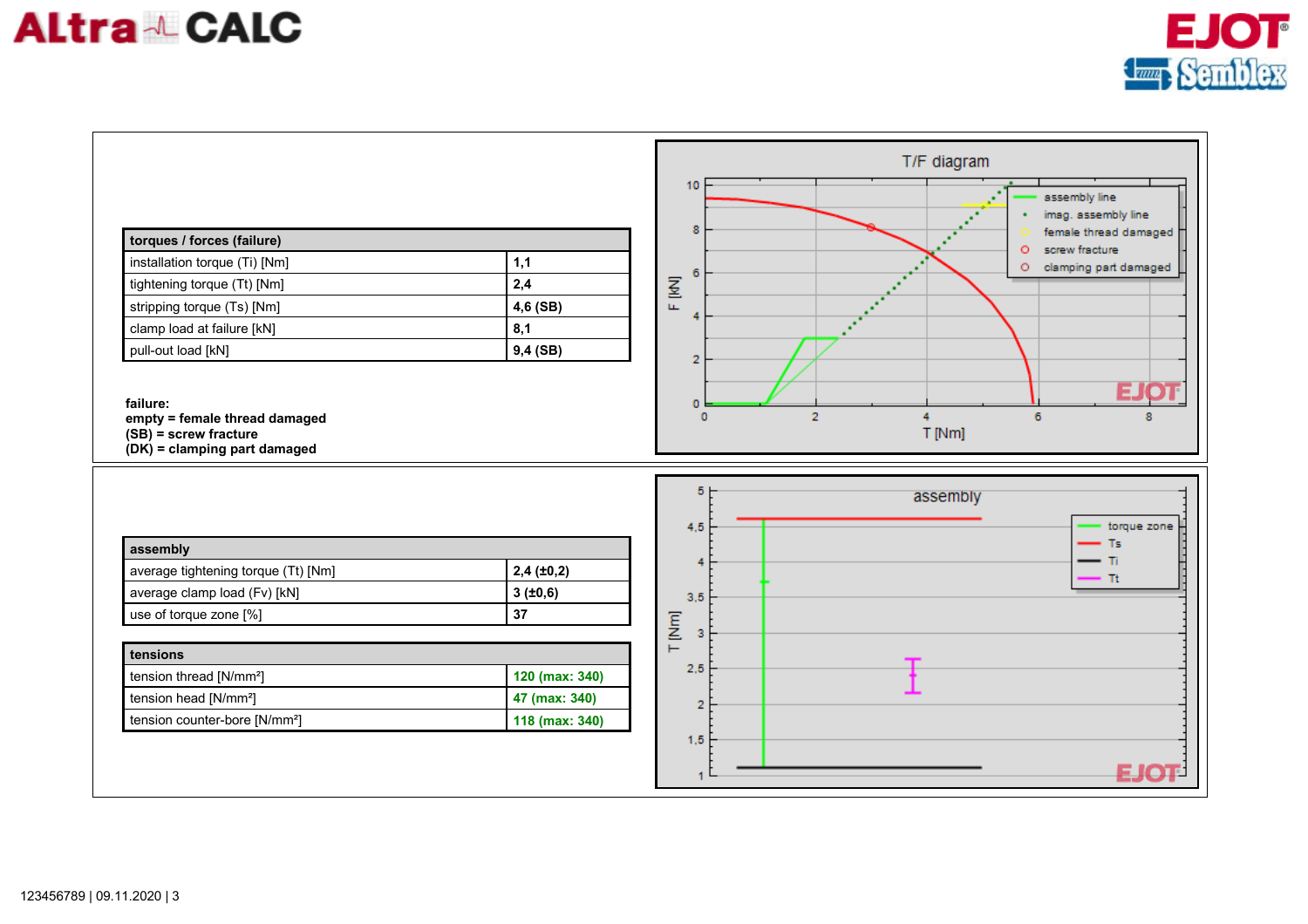| torques / forces (failure) | |
|---|---|
| installation torque (Ti) [Nm] | 1,1 |
| tightening torque (Tt) [Nm] | 2,4 |
| stripping torque (Ts) [Nm] | 4,6 (SB) |
| clamp load at failure [kN] | 8,1 |
| pull-out load [kN] | 9,4 (SB) |

**failure:**
**empty = female thread damaged**
**(SB) = screw fracture**
**(DK) = clamping part damaged**

| assembly | |
|---|---|
| average tightening torque (Tt) [Nm] | 2,4 (±0,2) |
| average clamp load (Fv) [kN] | 3 (±0,6) |
| use of torque zone [%] | 37 |

| tensions | |
|---|---|
| tension thread [N/mm²] | 120 (max: 340) |
| tension head [N/mm²] | 47 (max: 340) |
| tension counter-bore [N/mm²] | 118 (max: 340) |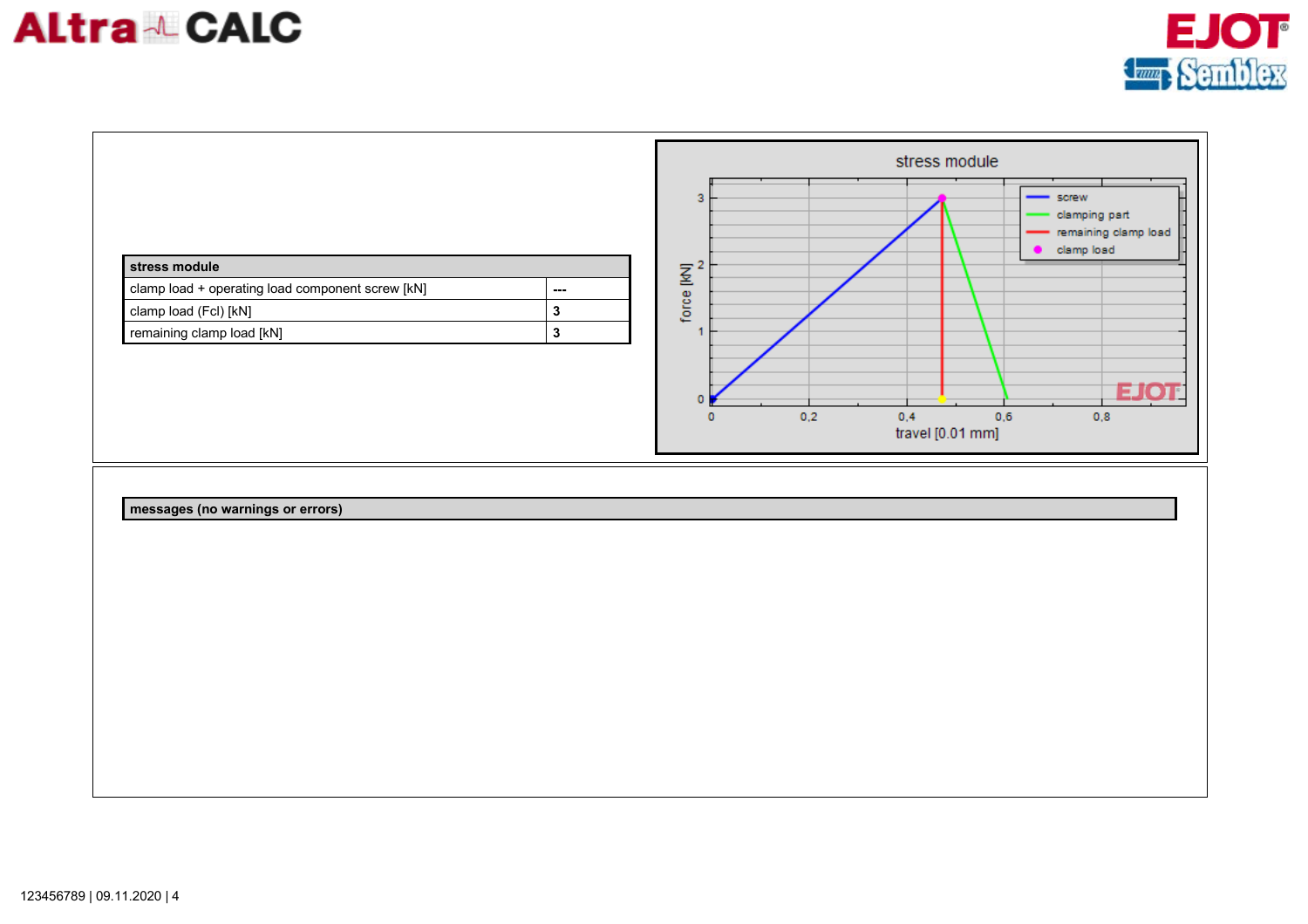| stress module | |
|---|---|
| clamp load + operating load component screw [kN] | --- |
| clamp load (Fcl) [kN] | 3 |
| remaining clamp load [kN] | 3 |

stress module

force [kN]

3
2
1
0

0
0,2
0,4
0,6
0,8

travel [0.01 mm]

screw
clamping part
remaining clamp load
clamp load

EJOT

**messages (no warnings or errors)**